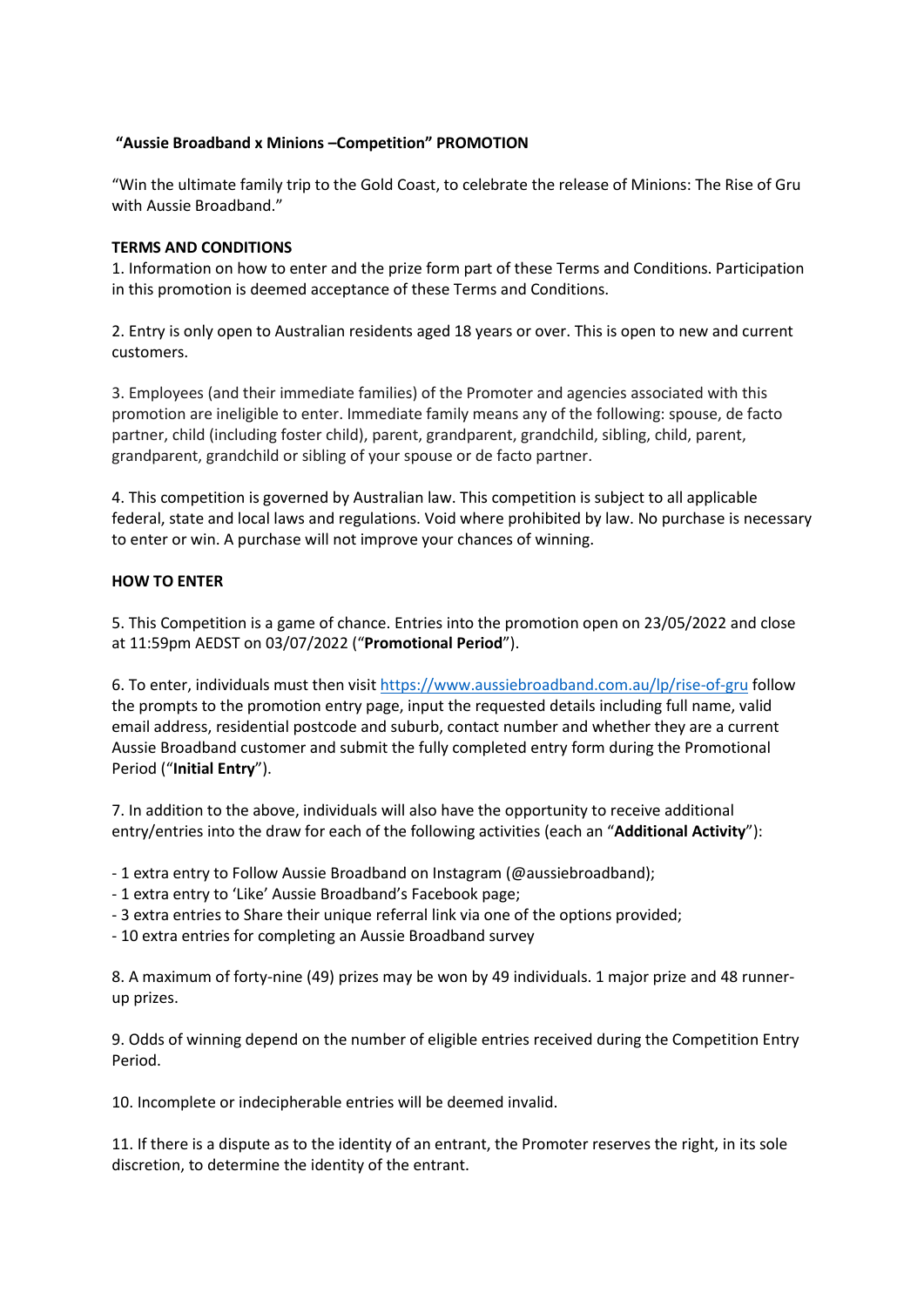**"Aussie Broadband x Minions –Competition" PROMOTION**

"Win the ultimate family trip to the Gold Coast, to celebrate the release of Minions: The Rise of Gru with Aussie Broadband."

**TERMS AND CONDITIONS**

1. Information on how to enter and the prize form part of these Terms and Conditions. Participation in this promotion is deemed acceptance of these Terms and Conditions.

2. Entry is only open to Australian residents aged 18 years or over. This is open to new and current customers.

3. Employees (and their immediate families) of the Promoter and agencies associated with this promotion are ineligible to enter. Immediate family means any of the following: spouse, de facto partner, child (including foster child), parent, grandparent, grandchild, sibling, child, parent, grandparent, grandchild or sibling of your spouse or de facto partner.

4. This competition is governed by Australian law. This competition is subject to all applicable federal, state and local laws and regulations. Void where prohibited by law. No purchase is necessary to enter or win. A purchase will not improve your chances of winning.

**HOW TO ENTER**

5. This Competition is a game of chance. Entries into the promotion open on 23/05/2022 and close at 11:59pm AEDST on 03/07/2022 ("**Promotional Period**").

6. To enter, individuals must then visit https://www.aussiebroadband.com.au/lp/rise-of-gru follow the prompts to the promotion entry page, input the requested details including full name, valid email address, residential postcode and suburb, contact number and whether they are a current Aussie Broadband customer and submit the fully completed entry form during the Promotional Period ("**Initial Entry**").

7. In addition to the above, individuals will also have the opportunity to receive additional entry/entries into the draw for each of the following activities (each an "**Additional Activity**"):

- 1 extra entry to Follow Aussie Broadband on Instagram (@aussiebroadband);
- 1 extra entry to 'Like' Aussie Broadband's Facebook page;
- 3 extra entries to Share their unique referral link via one of the options provided;
- 10 extra entries for completing an Aussie Broadband survey

8. A maximum of forty-nine (49) prizes may be won by 49 individuals. 1 major prize and 48 runner-up prizes.

9. Odds of winning depend on the number of eligible entries received during the Competition Entry Period.

10. Incomplete or indecipherable entries will be deemed invalid.

11. If there is a dispute as to the identity of an entrant, the Promoter reserves the right, in its sole discretion, to determine the identity of the entrant.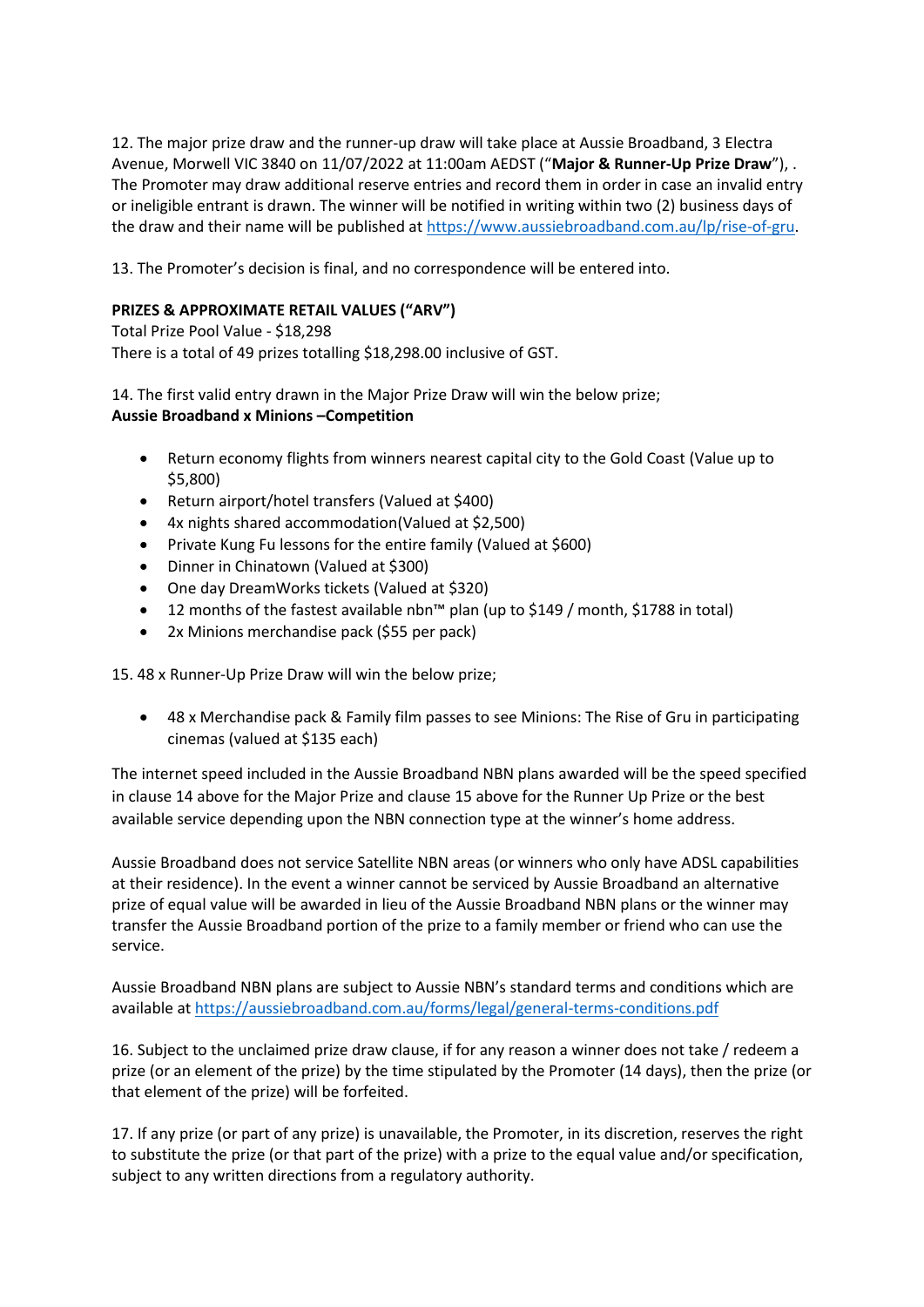12. The major prize draw and the runner-up draw will take place at Aussie Broadband, 3 Electra Avenue, Morwell VIC 3840 on 11/07/2022 at 11:00am AEDST ("**Major & Runner-Up Prize Draw**"), . The Promoter may draw additional reserve entries and record them in order in case an invalid entry or ineligible entrant is drawn. The winner will be notified in writing within two (2) business days of the draw and their name will be published at https://www.aussiebroadband.com.au/lp/rise-of-gru.

13. The Promoter's decision is final, and no correspondence will be entered into.

**PRIZES & APPROXIMATE RETAIL VALUES ("ARV")**

Total Prize Pool Value - $18,298

There is a total of 49 prizes totalling $18,298.00 inclusive of GST.

14. The first valid entry drawn in the Major Prize Draw will win the below prize;

**Aussie Broadband x Minions –Competition**

- Return economy flights from winners nearest capital city to the Gold Coast (Value up to $5,800)
- Return airport/hotel transfers (Valued at $400)
- 4x nights shared accommodation(Valued at $2,500)
- Private Kung Fu lessons for the entire family (Valued at $600)
- Dinner in Chinatown (Valued at $300)
- One day DreamWorks tickets (Valued at $320)
- 12 months of the fastest available nbn™ plan (up to $149 / month, $1788 in total)
- 2x Minions merchandise pack ($55 per pack)

15. 48 x Runner-Up Prize Draw will win the below prize;

- 48 x Merchandise pack & Family film passes to see Minions: The Rise of Gru in participating cinemas (valued at $135 each)

The internet speed included in the Aussie Broadband NBN plans awarded will be the speed specified in clause 14 above for the Major Prize and clause 15 above for the Runner Up Prize or the best available service depending upon the NBN connection type at the winner's home address.

Aussie Broadband does not service Satellite NBN areas (or winners who only have ADSL capabilities at their residence). In the event a winner cannot be serviced by Aussie Broadband an alternative prize of equal value will be awarded in lieu of the Aussie Broadband NBN plans or the winner may transfer the Aussie Broadband portion of the prize to a family member or friend who can use the service.

Aussie Broadband NBN plans are subject to Aussie NBN's standard terms and conditions which are available at https://aussiebroadband.com.au/forms/legal/general-terms-conditions.pdf

16. Subject to the unclaimed prize draw clause, if for any reason a winner does not take / redeem a prize (or an element of the prize) by the time stipulated by the Promoter (14 days), then the prize (or that element of the prize) will be forfeited.

17. If any prize (or part of any prize) is unavailable, the Promoter, in its discretion, reserves the right to substitute the prize (or that part of the prize) with a prize to the equal value and/or specification, subject to any written directions from a regulatory authority.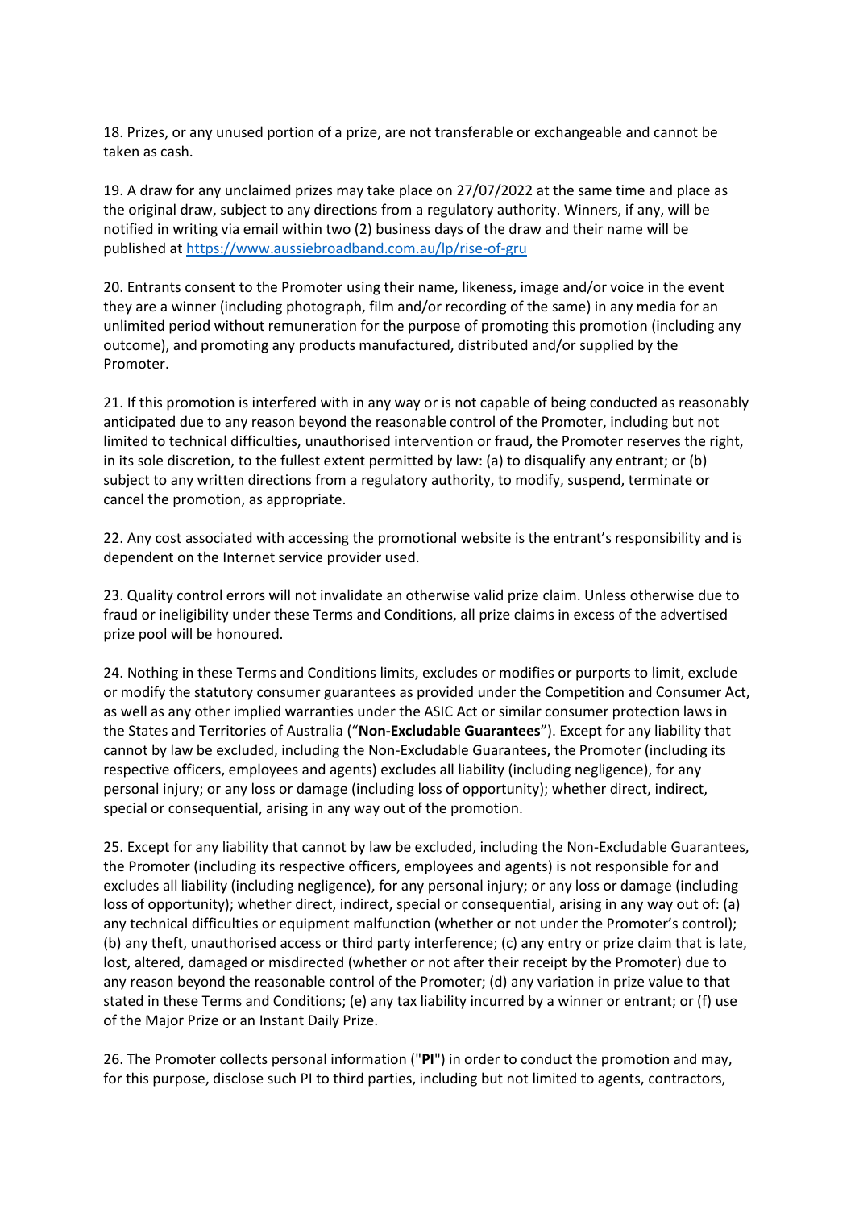18. Prizes, or any unused portion of a prize, are not transferable or exchangeable and cannot be taken as cash.

19. A draw for any unclaimed prizes may take place on 27/07/2022 at the same time and place as the original draw, subject to any directions from a regulatory authority. Winners, if any, will be notified in writing via email within two (2) business days of the draw and their name will be published at https://www.aussiebroadband.com.au/lp/rise-of-gru

20. Entrants consent to the Promoter using their name, likeness, image and/or voice in the event they are a winner (including photograph, film and/or recording of the same) in any media for an unlimited period without remuneration for the purpose of promoting this promotion (including any outcome), and promoting any products manufactured, distributed and/or supplied by the Promoter.

21. If this promotion is interfered with in any way or is not capable of being conducted as reasonably anticipated due to any reason beyond the reasonable control of the Promoter, including but not limited to technical difficulties, unauthorised intervention or fraud, the Promoter reserves the right, in its sole discretion, to the fullest extent permitted by law: (a) to disqualify any entrant; or (b) subject to any written directions from a regulatory authority, to modify, suspend, terminate or cancel the promotion, as appropriate.

22. Any cost associated with accessing the promotional website is the entrant's responsibility and is dependent on the Internet service provider used.

23. Quality control errors will not invalidate an otherwise valid prize claim. Unless otherwise due to fraud or ineligibility under these Terms and Conditions, all prize claims in excess of the advertised prize pool will be honoured.

24. Nothing in these Terms and Conditions limits, excludes or modifies or purports to limit, exclude or modify the statutory consumer guarantees as provided under the Competition and Consumer Act, as well as any other implied warranties under the ASIC Act or similar consumer protection laws in the States and Territories of Australia ("**Non-Excludable Guarantees**"). Except for any liability that cannot by law be excluded, including the Non-Excludable Guarantees, the Promoter (including its respective officers, employees and agents) excludes all liability (including negligence), for any personal injury; or any loss or damage (including loss of opportunity); whether direct, indirect, special or consequential, arising in any way out of the promotion.

25. Except for any liability that cannot by law be excluded, including the Non-Excludable Guarantees, the Promoter (including its respective officers, employees and agents) is not responsible for and excludes all liability (including negligence), for any personal injury; or any loss or damage (including loss of opportunity); whether direct, indirect, special or consequential, arising in any way out of: (a) any technical difficulties or equipment malfunction (whether or not under the Promoter's control); (b) any theft, unauthorised access or third party interference; (c) any entry or prize claim that is late, lost, altered, damaged or misdirected (whether or not after their receipt by the Promoter) due to any reason beyond the reasonable control of the Promoter; (d) any variation in prize value to that stated in these Terms and Conditions; (e) any tax liability incurred by a winner or entrant; or (f) use of the Major Prize or an Instant Daily Prize.

26. The Promoter collects personal information ("**PI**") in order to conduct the promotion and may, for this purpose, disclose such PI to third parties, including but not limited to agents, contractors,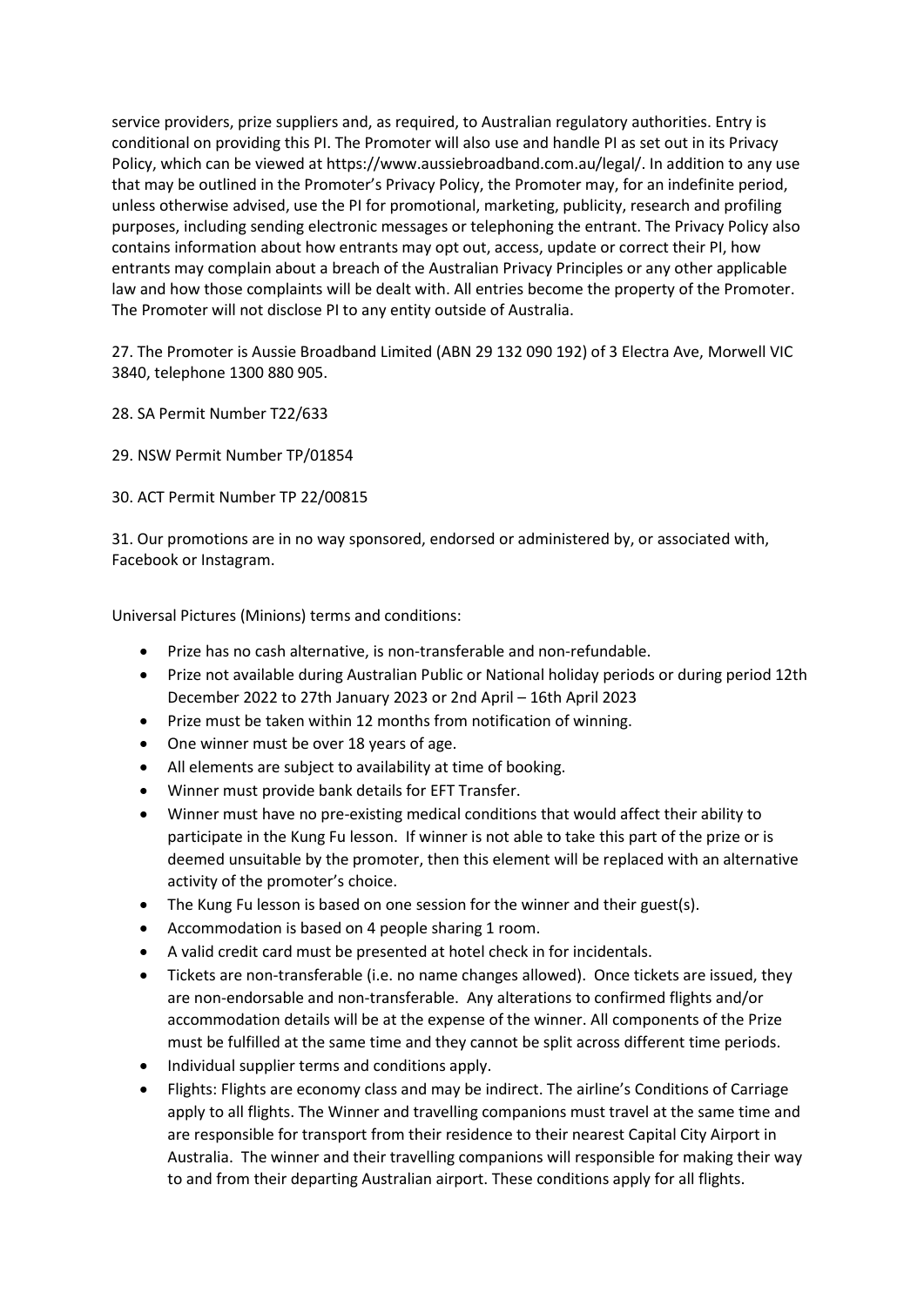service providers, prize suppliers and, as required, to Australian regulatory authorities. Entry is conditional on providing this PI. The Promoter will also use and handle PI as set out in its Privacy Policy, which can be viewed at https://www.aussiebroadband.com.au/legal/. In addition to any use that may be outlined in the Promoter's Privacy Policy, the Promoter may, for an indefinite period, unless otherwise advised, use the PI for promotional, marketing, publicity, research and profiling purposes, including sending electronic messages or telephoning the entrant. The Privacy Policy also contains information about how entrants may opt out, access, update or correct their PI, how entrants may complain about a breach of the Australian Privacy Principles or any other applicable law and how those complaints will be dealt with. All entries become the property of the Promoter. The Promoter will not disclose PI to any entity outside of Australia.

27. The Promoter is Aussie Broadband Limited (ABN 29 132 090 192) of 3 Electra Ave, Morwell VIC 3840, telephone 1300 880 905.

28. SA Permit Number T22/633

29. NSW Permit Number TP/01854

30. ACT Permit Number TP 22/00815

31. Our promotions are in no way sponsored, endorsed or administered by, or associated with, Facebook or Instagram.

Universal Pictures (Minions) terms and conditions:

- Prize has no cash alternative, is non-transferable and non-refundable.
- Prize not available during Australian Public or National holiday periods or during period 12th December 2022 to 27th January 2023 or 2nd April – 16th April 2023
- Prize must be taken within 12 months from notification of winning.
- One winner must be over 18 years of age.
- All elements are subject to availability at time of booking.
- Winner must provide bank details for EFT Transfer.
- Winner must have no pre-existing medical conditions that would affect their ability to participate in the Kung Fu lesson. If winner is not able to take this part of the prize or is deemed unsuitable by the promoter, then this element will be replaced with an alternative activity of the promoter's choice.
- The Kung Fu lesson is based on one session for the winner and their guest(s).
- Accommodation is based on 4 people sharing 1 room.
- A valid credit card must be presented at hotel check in for incidentals.
- Tickets are non-transferable (i.e. no name changes allowed). Once tickets are issued, they are non-endorsable and non-transferable. Any alterations to confirmed flights and/or accommodation details will be at the expense of the winner. All components of the Prize must be fulfilled at the same time and they cannot be split across different time periods.
- Individual supplier terms and conditions apply.
- Flights: Flights are economy class and may be indirect. The airline's Conditions of Carriage apply to all flights. The Winner and travelling companions must travel at the same time and are responsible for transport from their residence to their nearest Capital City Airport in Australia. The winner and their travelling companions will responsible for making their way to and from their departing Australian airport. These conditions apply for all flights.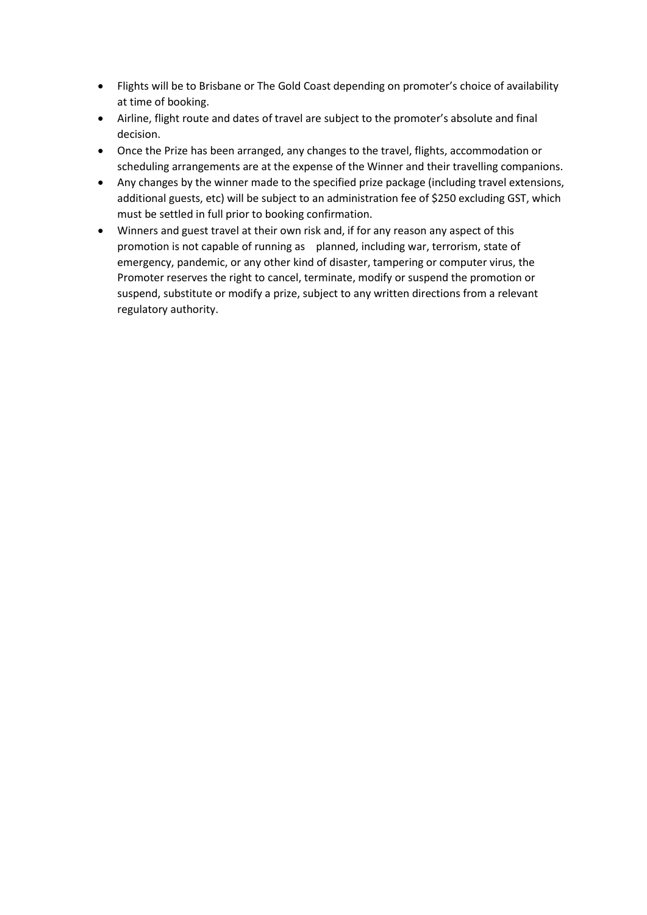- Flights will be to Brisbane or The Gold Coast depending on promoter's choice of availability at time of booking.
- Airline, flight route and dates of travel are subject to the promoter's absolute and final decision.
- Once the Prize has been arranged, any changes to the travel, flights, accommodation or scheduling arrangements are at the expense of the Winner and their travelling companions.
- Any changes by the winner made to the specified prize package (including travel extensions, additional guests, etc) will be subject to an administration fee of $250 excluding GST, which must be settled in full prior to booking confirmation.
- Winners and guest travel at their own risk and, if for any reason any aspect of this promotion is not capable of running as planned, including war, terrorism, state of emergency, pandemic, or any other kind of disaster, tampering or computer virus, the Promoter reserves the right to cancel, terminate, modify or suspend the promotion or suspend, substitute or modify a prize, subject to any written directions from a relevant regulatory authority.